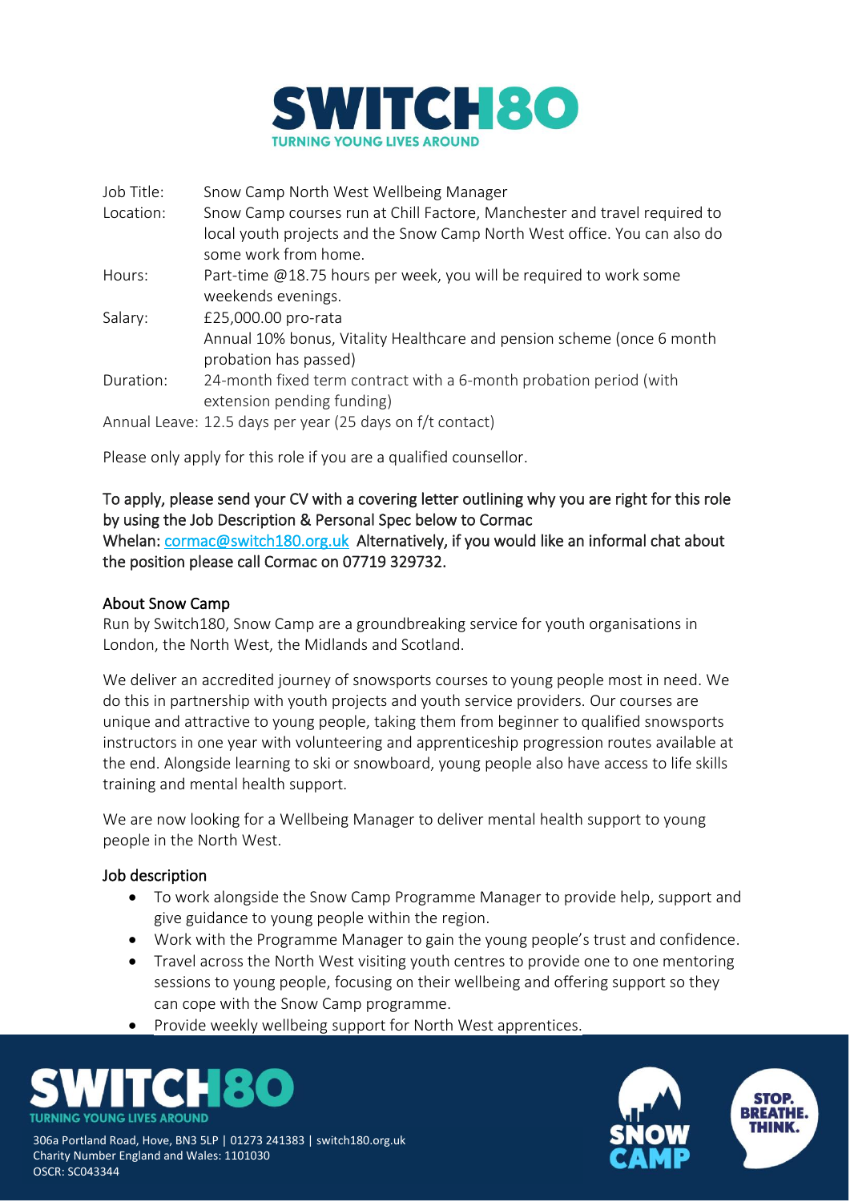# SWITCH180

TURNING YOUNG LIVES AROUND

| | |
|---|---|
| Job Title: | Snow Camp North West Wellbeing Manager |
| Location: | Snow Camp courses run at Chill Factore, Manchester and travel required to local youth projects and the Snow Camp North West office. You can also do some work from home. |
| Hours: | Part-time @18.75 hours per week, you will be required to work some weekends evenings. |
| Salary: | £25,000.00 pro-rata<br>Annual 10% bonus, Vitality Healthcare and pension scheme (once 6 month probation has passed) |
| Duration: | 24-month fixed term contract with a 6-month probation period (with extension pending funding) |
| Annual Leave: | 12.5 days per year (25 days on f/t contact) |

Please only apply for this role if you are a qualified counsellor.

To apply, please send your CV with a covering letter outlining why you are right for this role by using the Job Description & Personal Spec below to Cormac Whelan: cormac@switch180.org.uk Alternatively, if you would like an informal chat about the position please call Cormac on 07719 329732.

## About Snow Camp

Run by Switch180, Snow Camp are a groundbreaking service for youth organisations in London, the North West, the Midlands and Scotland.

We deliver an accredited journey of snowsports courses to young people most in need. We do this in partnership with youth projects and youth service providers. Our courses are unique and attractive to young people, taking them from beginner to qualified snowsports instructors in one year with volunteering and apprenticeship progression routes available at the end. Alongside learning to ski or snowboard, young people also have access to life skills training and mental health support.

We are now looking for a Wellbeing Manager to deliver mental health support to young people in the North West.

## Job description

- To work alongside the Snow Camp Programme Manager to provide help, support and give guidance to young people within the region.
- Work with the Programme Manager to gain the young people's trust and confidence.
- Travel across the North West visiting youth centres to provide one to one mentoring sessions to young people, focusing on their wellbeing and offering support so they can cope with the Snow Camp programme.
- Provide weekly wellbeing support for North West apprentices.

306a Portland Road, Hove, BN3 5LP | 01273 241383 | switch180.org.uk
Charity Number England and Wales: 1101030
OSCR: SC043344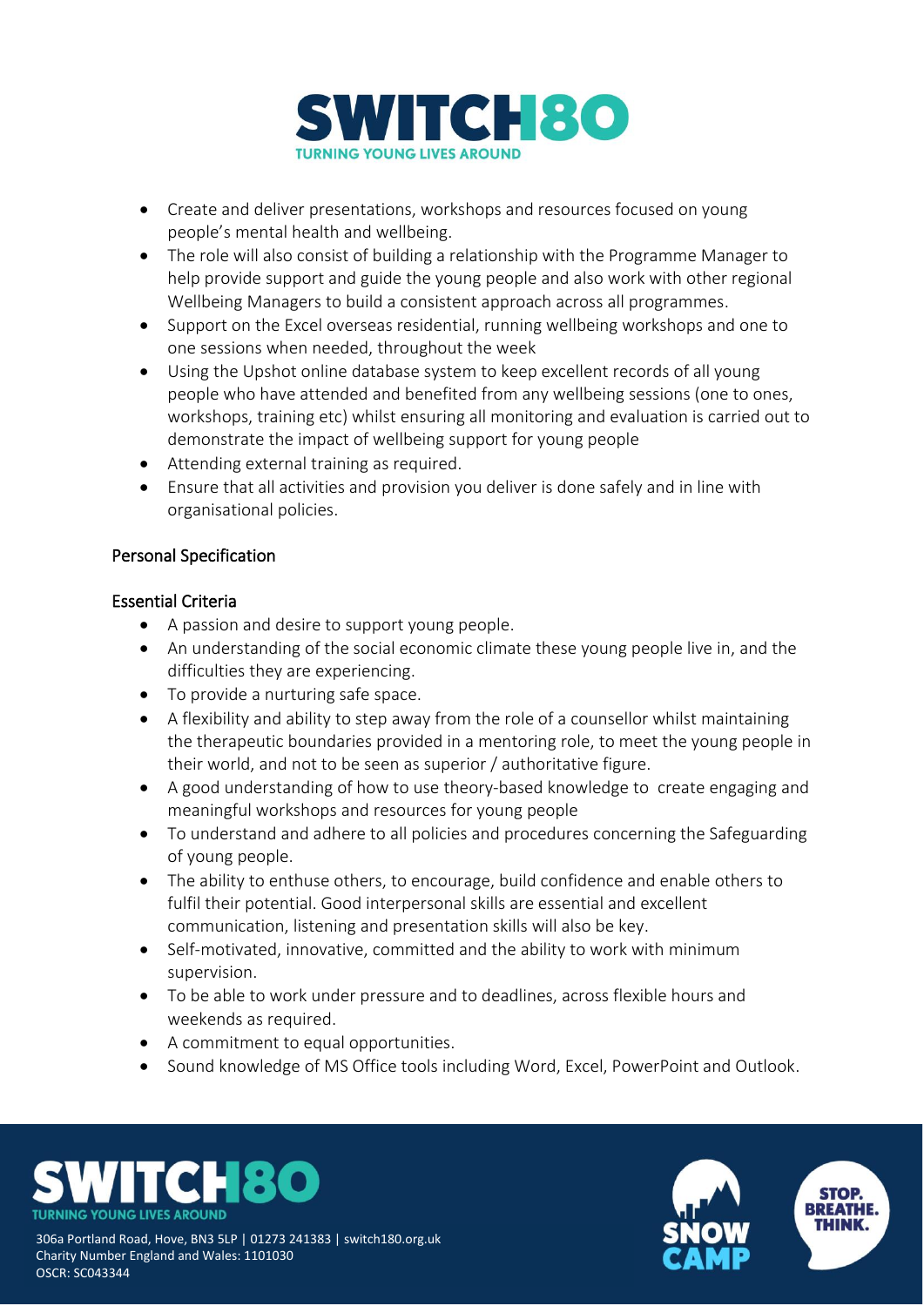- Create and deliver presentations, workshops and resources focused on young people's mental health and wellbeing.
- The role will also consist of building a relationship with the Programme Manager to help provide support and guide the young people and also work with other regional Wellbeing Managers to build a consistent approach across all programmes.
- Support on the Excel overseas residential, running wellbeing workshops and one to one sessions when needed, throughout the week
- Using the Upshot online database system to keep excellent records of all young people who have attended and benefited from any wellbeing sessions (one to ones, workshops, training etc) whilst ensuring all monitoring and evaluation is carried out to demonstrate the impact of wellbeing support for young people
- Attending external training as required.
- Ensure that all activities and provision you deliver is done safely and in line with organisational policies.

## Personal Specification

### Essential Criteria

- A passion and desire to support young people.
- An understanding of the social economic climate these young people live in, and the difficulties they are experiencing.
- To provide a nurturing safe space.
- A flexibility and ability to step away from the role of a counsellor whilst maintaining the therapeutic boundaries provided in a mentoring role, to meet the young people in their world, and not to be seen as superior / authoritative figure.
- A good understanding of how to use theory-based knowledge to create engaging and meaningful workshops and resources for young people
- To understand and adhere to all policies and procedures concerning the Safeguarding of young people.
- The ability to enthuse others, to encourage, build confidence and enable others to fulfil their potential. Good interpersonal skills are essential and excellent communication, listening and presentation skills will also be key.
- Self-motivated, innovative, committed and the ability to work with minimum supervision.
- To be able to work under pressure and to deadlines, across flexible hours and weekends as required.
- A commitment to equal opportunities.
- Sound knowledge of MS Office tools including Word, Excel, PowerPoint and Outlook.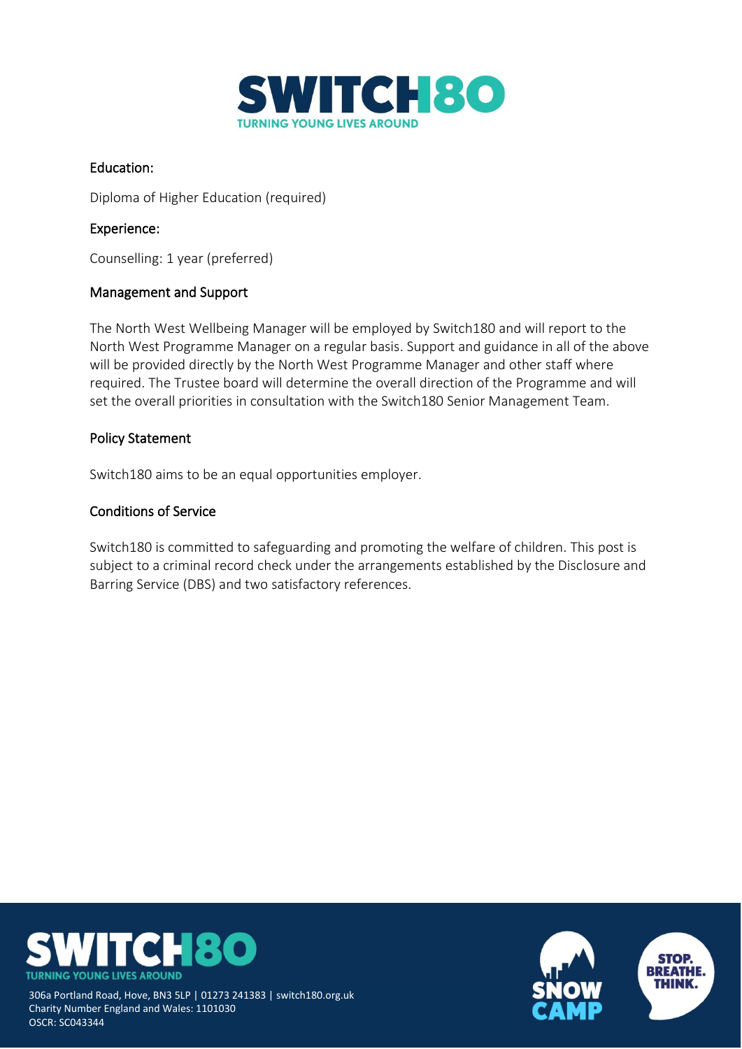## Education:

Diploma of Higher Education (required)

## Experience:

Counselling: 1 year (preferred)

## Management and Support

The North West Wellbeing Manager will be employed by Switch180 and will report to the North West Programme Manager on a regular basis. Support and guidance in all of the above will be provided directly by the North West Programme Manager and other staff where required. The Trustee board will determine the overall direction of the Programme and will set the overall priorities in consultation with the Switch180 Senior Management Team.

## Policy Statement

Switch180 aims to be an equal opportunities employer.

## Conditions of Service

Switch180 is committed to safeguarding and promoting the welfare of children. This post is subject to a criminal record check under the arrangements established by the Disclosure and Barring Service (DBS) and two satisfactory references.